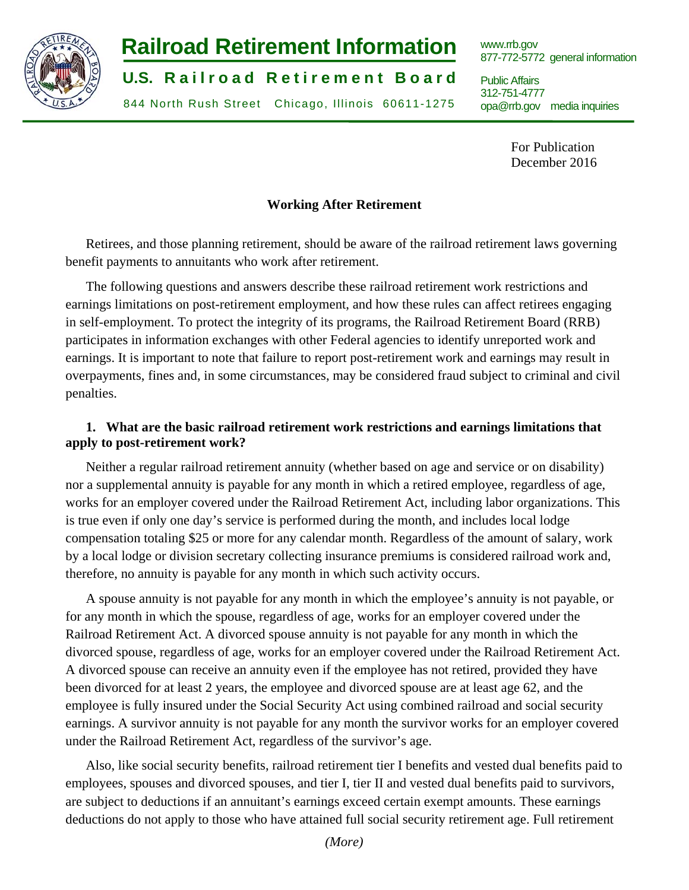# Railroad Retirement Information

## U.S. Railroad Retirement Board

844 North Rush Street Chicago, Illinois 60611-1275

www.rrb.gov
877-772-5772 general information

Public Affairs
312-751-4777
opa@rrb.gov media inquiries

For Publication
December 2016

## Working After Retirement

Retirees, and those planning retirement, should be aware of the railroad retirement laws governing benefit payments to annuitants who work after retirement.

The following questions and answers describe these railroad retirement work restrictions and earnings limitations on post-retirement employment, and how these rules can affect retirees engaging in self-employment. To protect the integrity of its programs, the Railroad Retirement Board (RRB) participates in information exchanges with other Federal agencies to identify unreported work and earnings. It is important to note that failure to report post-retirement work and earnings may result in overpayments, fines and, in some circumstances, may be considered fraud subject to criminal and civil penalties.

**1. What are the basic railroad retirement work restrictions and earnings limitations that apply to post-retirement work?**

Neither a regular railroad retirement annuity (whether based on age and service or on disability) nor a supplemental annuity is payable for any month in which a retired employee, regardless of age, works for an employer covered under the Railroad Retirement Act, including labor organizations. This is true even if only one day's service is performed during the month, and includes local lodge compensation totaling $25 or more for any calendar month. Regardless of the amount of salary, work by a local lodge or division secretary collecting insurance premiums is considered railroad work and, therefore, no annuity is payable for any month in which such activity occurs.

A spouse annuity is not payable for any month in which the employee's annuity is not payable, or for any month in which the spouse, regardless of age, works for an employer covered under the Railroad Retirement Act. A divorced spouse annuity is not payable for any month in which the divorced spouse, regardless of age, works for an employer covered under the Railroad Retirement Act. A divorced spouse can receive an annuity even if the employee has not retired, provided they have been divorced for at least 2 years, the employee and divorced spouse are at least age 62, and the employee is fully insured under the Social Security Act using combined railroad and social security earnings. A survivor annuity is not payable for any month the survivor works for an employer covered under the Railroad Retirement Act, regardless of the survivor's age.

Also, like social security benefits, railroad retirement tier I benefits and vested dual benefits paid to employees, spouses and divorced spouses, and tier I, tier II and vested dual benefits paid to survivors, are subject to deductions if an annuitant's earnings exceed certain exempt amounts. These earnings deductions do not apply to those who have attained full social security retirement age. Full retirement

*(More)*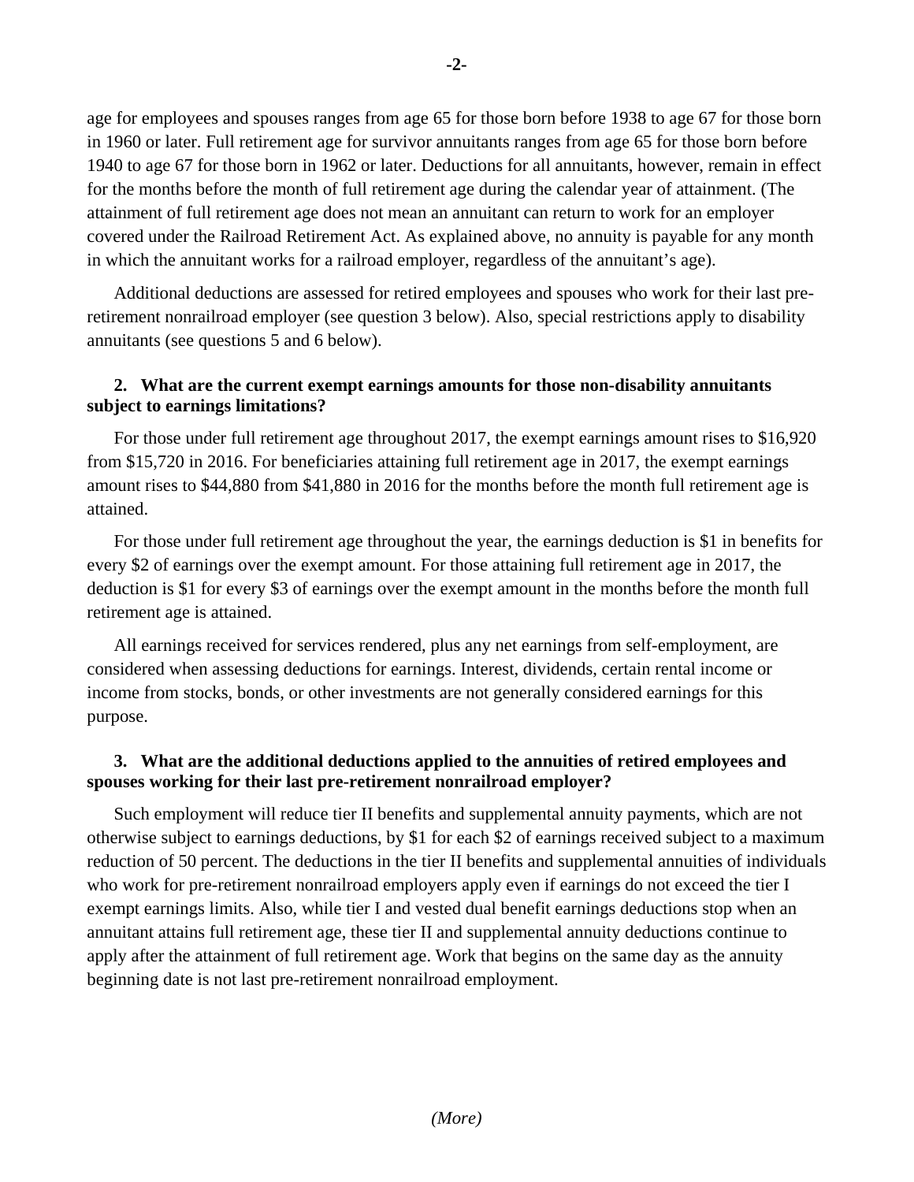age for employees and spouses ranges from age 65 for those born before 1938 to age 67 for those born in 1960 or later. Full retirement age for survivor annuitants ranges from age 65 for those born before 1940 to age 67 for those born in 1962 or later. Deductions for all annuitants, however, remain in effect for the months before the month of full retirement age during the calendar year of attainment. (The attainment of full retirement age does not mean an annuitant can return to work for an employer covered under the Railroad Retirement Act. As explained above, no annuity is payable for any month in which the annuitant works for a railroad employer, regardless of the annuitant's age).

Additional deductions are assessed for retired employees and spouses who work for their last pre-retirement nonrailroad employer (see question 3 below). Also, special restrictions apply to disability annuitants (see questions 5 and 6 below).

**2. What are the current exempt earnings amounts for those non-disability annuitants subject to earnings limitations?**

For those under full retirement age throughout 2017, the exempt earnings amount rises to $16,920 from $15,720 in 2016. For beneficiaries attaining full retirement age in 2017, the exempt earnings amount rises to $44,880 from $41,880 in 2016 for the months before the month full retirement age is attained.

For those under full retirement age throughout the year, the earnings deduction is $1 in benefits for every $2 of earnings over the exempt amount. For those attaining full retirement age in 2017, the deduction is $1 for every $3 of earnings over the exempt amount in the months before the month full retirement age is attained.

All earnings received for services rendered, plus any net earnings from self-employment, are considered when assessing deductions for earnings. Interest, dividends, certain rental income or income from stocks, bonds, or other investments are not generally considered earnings for this purpose.

**3. What are the additional deductions applied to the annuities of retired employees and spouses working for their last pre-retirement nonrailroad employer?**

Such employment will reduce tier II benefits and supplemental annuity payments, which are not otherwise subject to earnings deductions, by $1 for each $2 of earnings received subject to a maximum reduction of 50 percent. The deductions in the tier II benefits and supplemental annuities of individuals who work for pre-retirement nonrailroad employers apply even if earnings do not exceed the tier I exempt earnings limits. Also, while tier I and vested dual benefit earnings deductions stop when an annuitant attains full retirement age, these tier II and supplemental annuity deductions continue to apply after the attainment of full retirement age. Work that begins on the same day as the annuity beginning date is not last pre-retirement nonrailroad employment.

*(More)*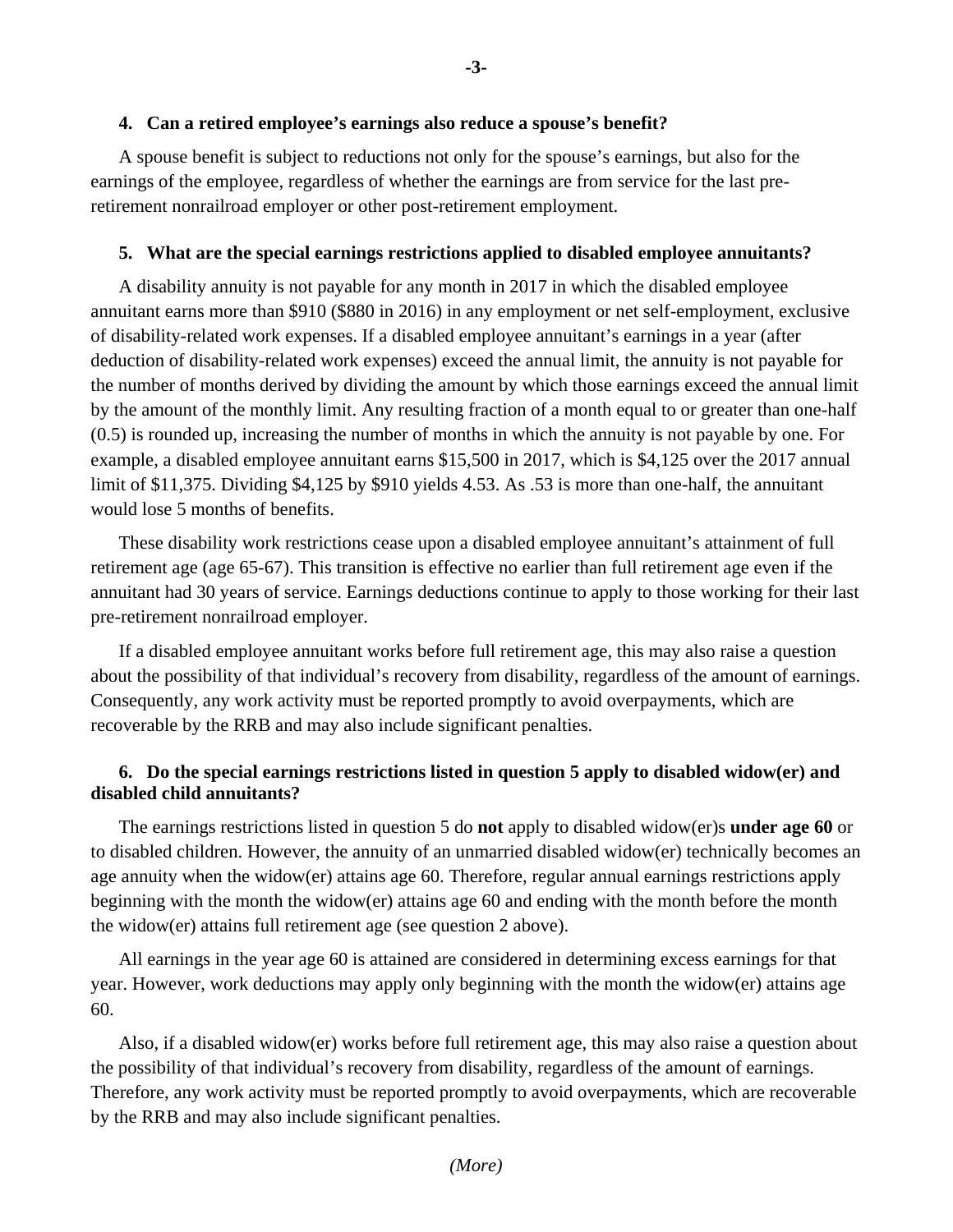**4. Can a retired employee's earnings also reduce a spouse's benefit?**

A spouse benefit is subject to reductions not only for the spouse's earnings, but also for the earnings of the employee, regardless of whether the earnings are from service for the last pre-retirement nonrailroad employer or other post-retirement employment.

**5. What are the special earnings restrictions applied to disabled employee annuitants?**

A disability annuity is not payable for any month in 2017 in which the disabled employee annuitant earns more than $910 ($880 in 2016) in any employment or net self-employment, exclusive of disability-related work expenses. If a disabled employee annuitant's earnings in a year (after deduction of disability-related work expenses) exceed the annual limit, the annuity is not payable for the number of months derived by dividing the amount by which those earnings exceed the annual limit by the amount of the monthly limit. Any resulting fraction of a month equal to or greater than one-half (0.5) is rounded up, increasing the number of months in which the annuity is not payable by one. For example, a disabled employee annuitant earns $15,500 in 2017, which is $4,125 over the 2017 annual limit of $11,375. Dividing $4,125 by $910 yields 4.53. As .53 is more than one-half, the annuitant would lose 5 months of benefits.

These disability work restrictions cease upon a disabled employee annuitant's attainment of full retirement age (age 65-67). This transition is effective no earlier than full retirement age even if the annuitant had 30 years of service. Earnings deductions continue to apply to those working for their last pre-retirement nonrailroad employer.

If a disabled employee annuitant works before full retirement age, this may also raise a question about the possibility of that individual's recovery from disability, regardless of the amount of earnings. Consequently, any work activity must be reported promptly to avoid overpayments, which are recoverable by the RRB and may also include significant penalties.

**6. Do the special earnings restrictions listed in question 5 apply to disabled widow(er) and disabled child annuitants?**

The earnings restrictions listed in question 5 do **not** apply to disabled widow(er)s **under age 60** or to disabled children. However, the annuity of an unmarried disabled widow(er) technically becomes an age annuity when the widow(er) attains age 60. Therefore, regular annual earnings restrictions apply beginning with the month the widow(er) attains age 60 and ending with the month before the month the widow(er) attains full retirement age (see question 2 above).

All earnings in the year age 60 is attained are considered in determining excess earnings for that year. However, work deductions may apply only beginning with the month the widow(er) attains age 60.

Also, if a disabled widow(er) works before full retirement age, this may also raise a question about the possibility of that individual's recovery from disability, regardless of the amount of earnings. Therefore, any work activity must be reported promptly to avoid overpayments, which are recoverable by the RRB and may also include significant penalties.

*(More)*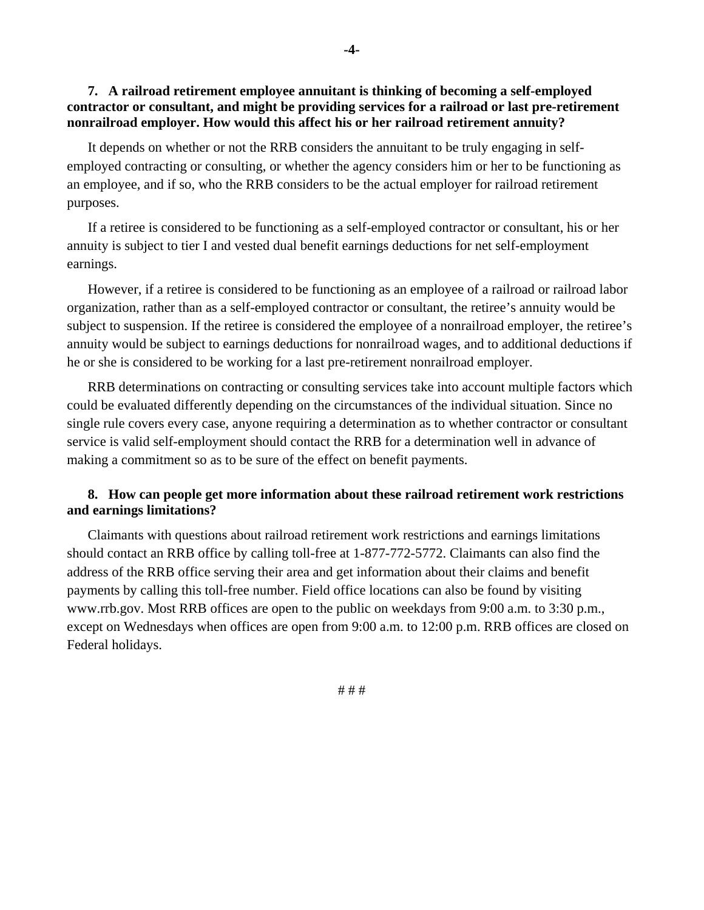**7. A railroad retirement employee annuitant is thinking of becoming a self-employed contractor or consultant, and might be providing services for a railroad or last pre-retirement nonrailroad employer. How would this affect his or her railroad retirement annuity?**

It depends on whether or not the RRB considers the annuitant to be truly engaging in self-employed contracting or consulting, or whether the agency considers him or her to be functioning as an employee, and if so, who the RRB considers to be the actual employer for railroad retirement purposes.

If a retiree is considered to be functioning as a self-employed contractor or consultant, his or her annuity is subject to tier I and vested dual benefit earnings deductions for net self-employment earnings.

However, if a retiree is considered to be functioning as an employee of a railroad or railroad labor organization, rather than as a self-employed contractor or consultant, the retiree's annuity would be subject to suspension. If the retiree is considered the employee of a nonrailroad employer, the retiree's annuity would be subject to earnings deductions for nonrailroad wages, and to additional deductions if he or she is considered to be working for a last pre-retirement nonrailroad employer.

RRB determinations on contracting or consulting services take into account multiple factors which could be evaluated differently depending on the circumstances of the individual situation. Since no single rule covers every case, anyone requiring a determination as to whether contractor or consultant service is valid self-employment should contact the RRB for a determination well in advance of making a commitment so as to be sure of the effect on benefit payments.

**8. How can people get more information about these railroad retirement work restrictions and earnings limitations?**

Claimants with questions about railroad retirement work restrictions and earnings limitations should contact an RRB office by calling toll-free at 1-877-772-5772. Claimants can also find the address of the RRB office serving their area and get information about their claims and benefit payments by calling this toll-free number. Field office locations can also be found by visiting www.rrb.gov. Most RRB offices are open to the public on weekdays from 9:00 a.m. to 3:30 p.m., except on Wednesdays when offices are open from 9:00 a.m. to 12:00 p.m. RRB offices are closed on Federal holidays.

# # #